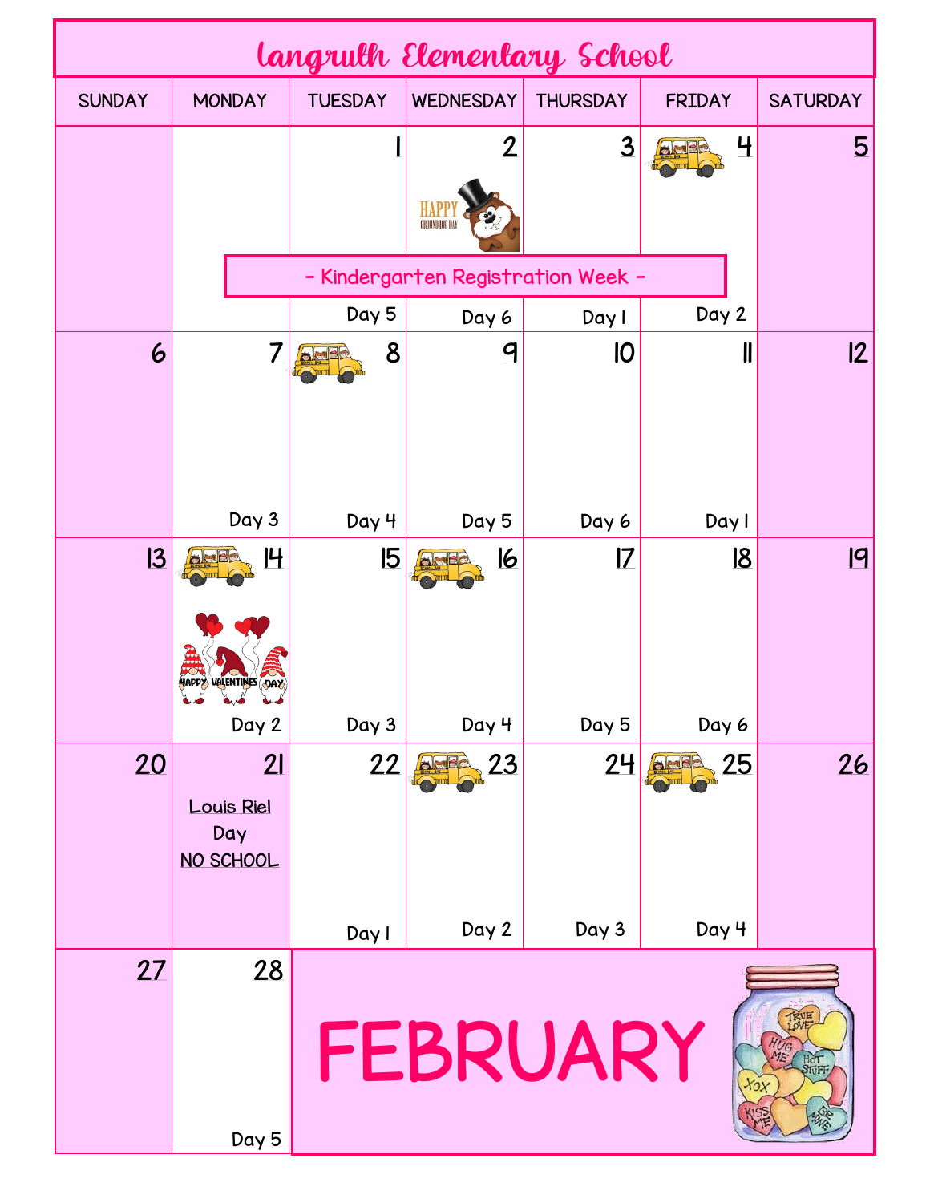# Langruth Elementary School

## FEBRUARY

| SUNDAY | MONDAY | TUESDAY | WEDNESDAY | THURSDAY | FRIDAY | SATURDAY |
|---|---|---|---|---|---|---|
| | | 1<br>Day 5 | 2<br>HAPPY GROUNDHOG DAY<br>Day 6 | 3<br>Day 1 | 4<br>Day 2 | 5 |
| 6 | 7<br>Day 3 | 8<br>Day 4 | 9<br>Day 5 | 10<br>Day 6 | 11<br>Day 1 | 12 |
| 13 | 14<br>HAPPY VALENTINES DAY<br>Day 2 | 15<br>Day 3 | 16<br>Day 4 | 17<br>Day 5 | 18<br>Day 6 | 19 |
| 20 | 21<br>Louis Riel Day<br>NO SCHOOL | 22<br>Day 1 | 23<br>Day 2 | 24<br>Day 3 | 25<br>Day 4 | 26 |
| 27 | 28<br>Day 5 | | | | | |

- Kindergarten Registration Week - (Monday, February 1 – Thursday, February 4)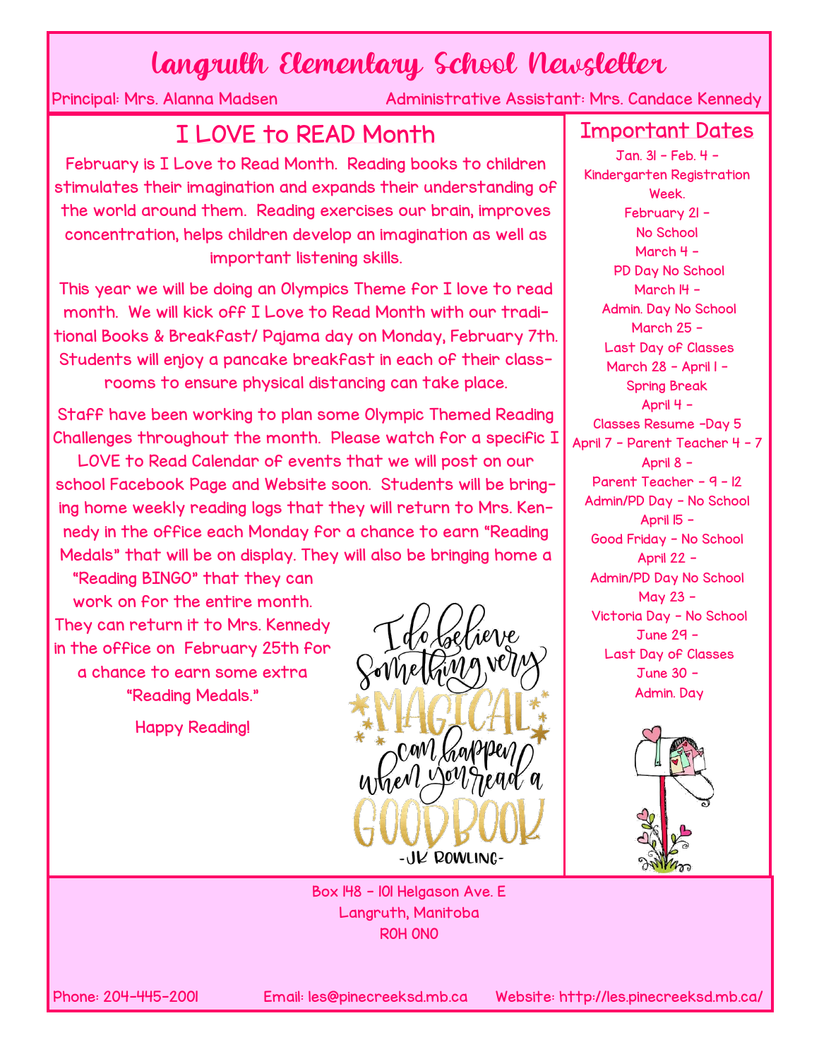# Langruth Elementary School Newsletter

Principal: Mrs. Alanna Madsen    Administrative Assistant: Mrs. Candace Kennedy

## I LOVE to READ Month

February is I Love to Read Month. Reading books to children stimulates their imagination and expands their understanding of the world around them. Reading exercises our brain, improves concentration, helps children develop an imagination as well as important listening skills.

This year we will be doing an Olympics Theme for I love to read month. We will kick off I Love to Read Month with our traditional Books & Breakfast/ Pajama day on Monday, February 7th. Students will enjoy a pancake breakfast in each of their classrooms to ensure physical distancing can take place.

Staff have been working to plan some Olympic Themed Reading Challenges throughout the month. Please watch for a specific I LOVE to Read Calendar of events that we will post on our school Facebook Page and Website soon. Students will be bringing home weekly reading logs that they will return to Mrs. Kennedy in the office each Monday for a chance to earn "Reading Medals" that will be on display. They will also be bringing home a "Reading BINGO" that they can work on for the entire month. They can return it to Mrs. Kennedy in the office on February 25th for a chance to earn some extra "Reading Medals."

Happy Reading!

I do believe something very MAGICAL can happen when you read a GOOD BOOK -JK ROWLING-

## Important Dates

Jan. 31 - Feb. 4 - Kindergarten Registration Week.

February 21 - No School

March 4 - PD Day No School

March 14 - Admin. Day No School

March 25 - Last Day of Classes

March 28 - April 1 - Spring Break

April 4 - Classes Resume -Day 5

April 7 - Parent Teacher 4 - 7

April 8 - Parent Teacher - 9 - 12 Admin/PD Day - No School

April 15 - Good Friday - No School

April 22 - Admin/PD Day No School

May 23 - Victoria Day - No School

June 29 - Last Day of Classes

June 30 - Admin. Day

Box 148 - 101 Helgason Ave. E
Langruth, Manitoba
R0H 0N0

Phone: 204-445-2001    Email: les@pinecreeksd.mb.ca    Website: http://les.pinecreeksd.mb.ca/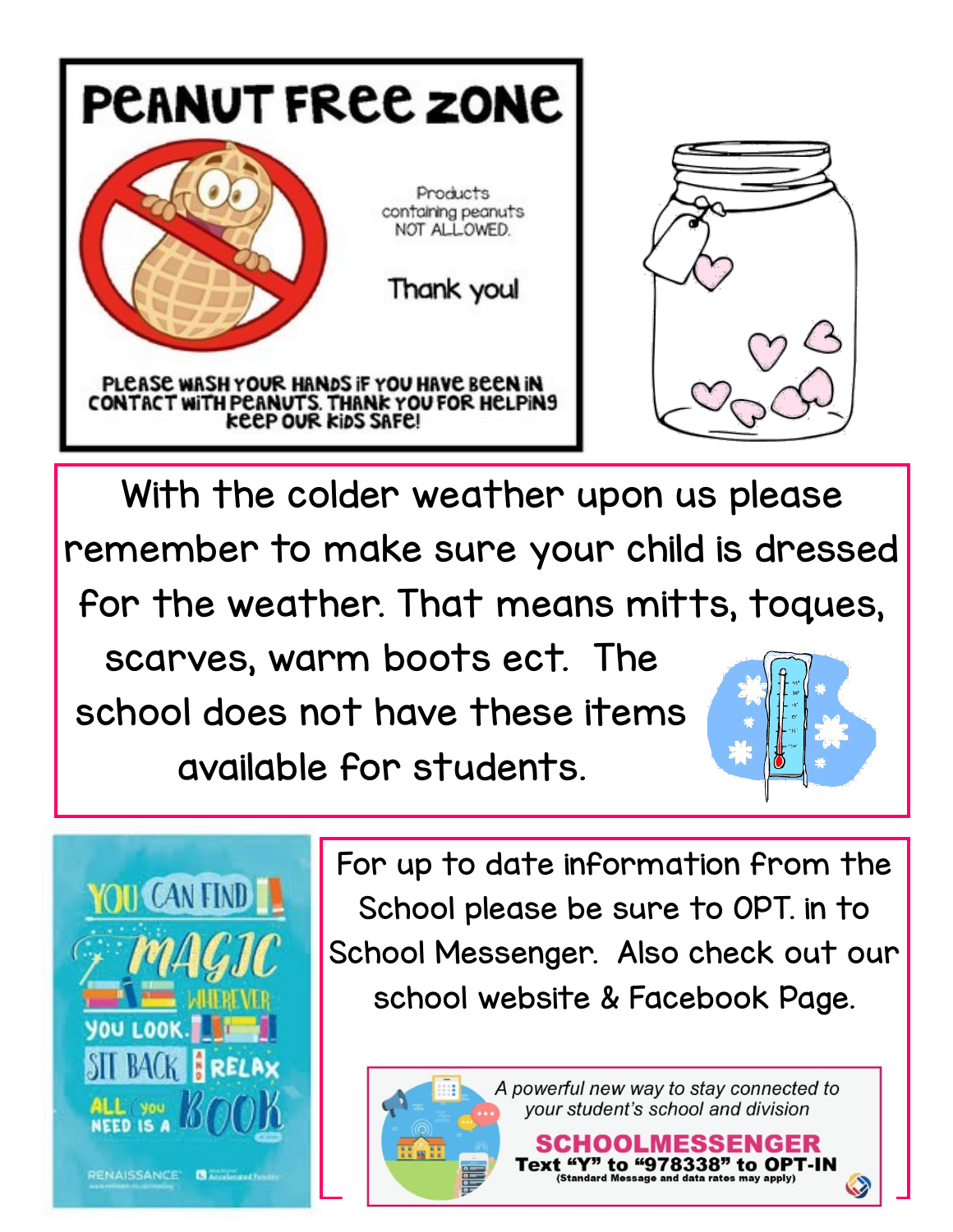# PEANUT FREE ZONE

Products containing peanuts NOT ALLOWED.

Thank you!

PLEASE WASH YOUR HANDS IF YOU HAVE BEEN IN CONTACT WITH PEANUTS. THANK YOU FOR HELPING KEEP OUR KIDS SAFE!

With the colder weather upon us please remember to make sure your child is dressed for the weather. That means mitts, toques, scarves, warm boots ect. The school does not have these items available for students.

YOU CAN FIND MAGIC WHEREVER YOU LOOK. SIT BACK & RELAX ALL YOU NEED IS A BOOK

For up to date information from the School please be sure to OPT. in to School Messenger. Also check out our school website & Facebook Page.

*A powerful new way to stay connected to your student's school and division*

**SCHOOLMESSENGER**

**Text "Y" to "978338" to OPT-IN**

(Standard Message and data rates may apply)